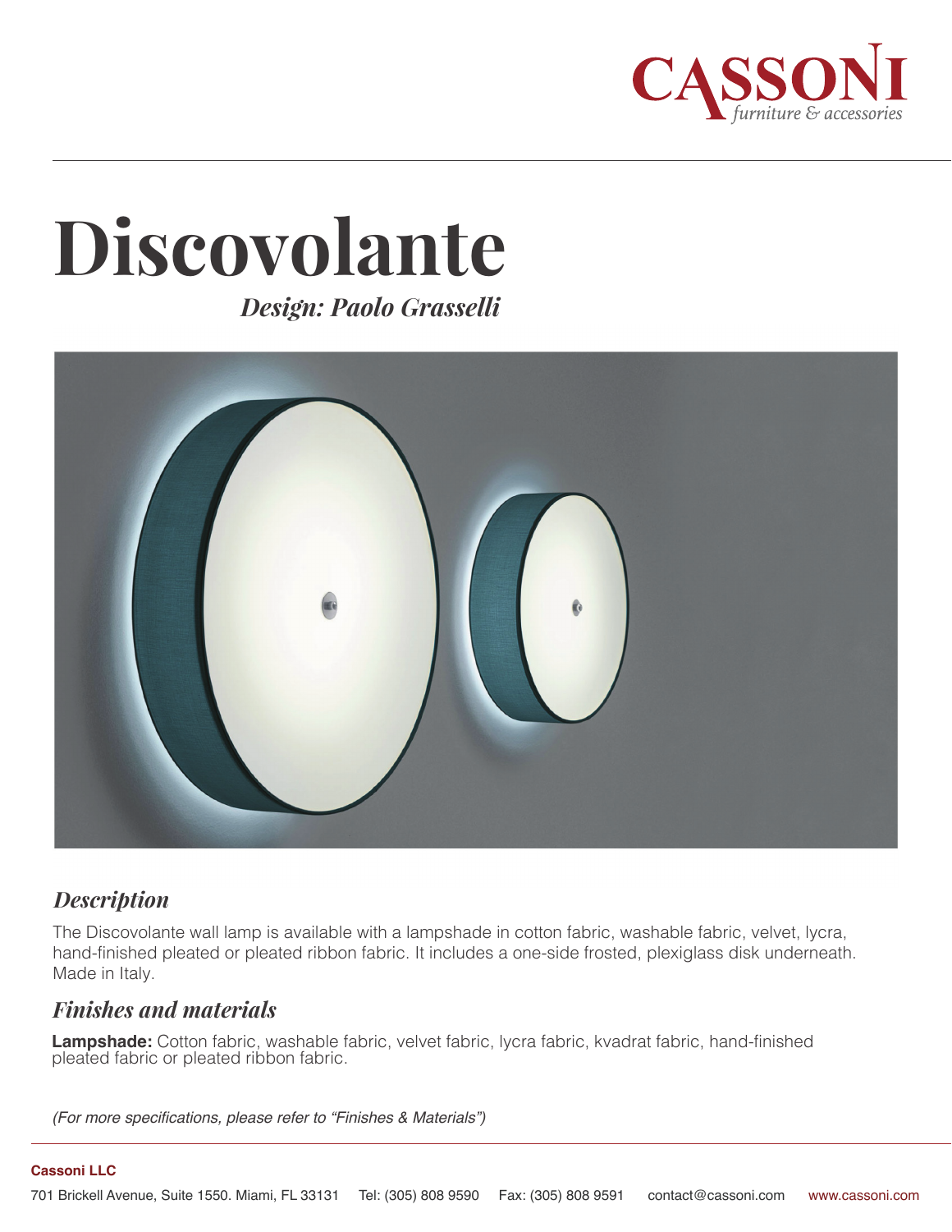CASSONI
*furniture & accessories*

# Discovolante

***Design: Paolo Grasselli***

## *Description*

The Discovolante wall lamp is available with a lampshade in cotton fabric, washable fabric, velvet, lycra, hand-finished pleated or pleated ribbon fabric. It includes a one-side frosted, plexiglass disk underneath. Made in Italy.

## *Finishes and materials*

**Lampshade:** Cotton fabric, washable fabric, velvet fabric, lycra fabric, kvadrat fabric, hand-finished pleated fabric or pleated ribbon fabric.

*(For more specifications, please refer to "Finishes & Materials")*

**Cassoni LLC**

701 Brickell Avenue, Suite 1550. Miami, FL 33131 Tel: (305) 808 9590 Fax: (305) 808 9591 contact@cassoni.com www.cassoni.com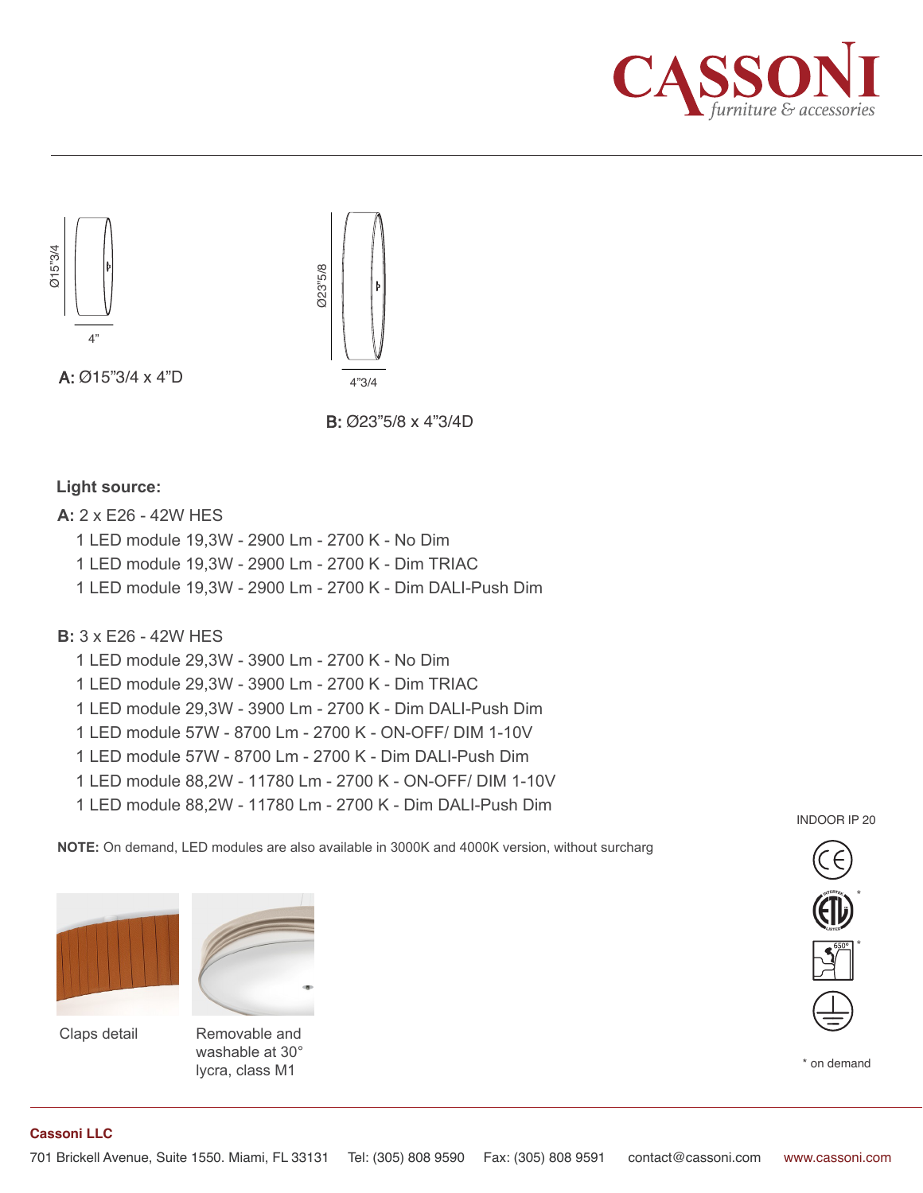Ø15"3/4

4"

A: Ø15"3/4 x 4"D

Ø23"5/8

4"3/4

B: Ø23"5/8 x 4"3/4D

**Light source:**

**A:** 2 x E26 - 42W HES

1 LED module 19,3W - 2900 Lm - 2700 K - No Dim
1 LED module 19,3W - 2900 Lm - 2700 K - Dim TRIAC
1 LED module 19,3W - 2900 Lm - 2700 K - Dim DALI-Push Dim

**B:** 3 x E26 - 42W HES

1 LED module 29,3W - 3900 Lm - 2700 K - No Dim
1 LED module 29,3W - 3900 Lm - 2700 K - Dim TRIAC
1 LED module 29,3W - 3900 Lm - 2700 K - Dim DALI-Push Dim
1 LED module 57W - 8700 Lm - 2700 K - ON-OFF/ DIM 1-10V
1 LED module 57W - 8700 Lm - 2700 K - Dim DALI-Push Dim
1 LED module 88,2W - 11780 Lm - 2700 K - ON-OFF/ DIM 1-10V
1 LED module 88,2W - 11780 Lm - 2700 K - Dim DALI-Push Dim

**NOTE:** On demand, LED modules are also available in 3000K and 4000K version, without surcharg

Claps detail

Removable and washable at 30° lycra, class M1

INDOOR IP 20

* on demand

**Cassoni LLC**

701 Brickell Avenue, Suite 1550. Miami, FL 33131 Tel: (305) 808 9590 Fax: (305) 808 9591 contact@cassoni.com www.cassoni.com